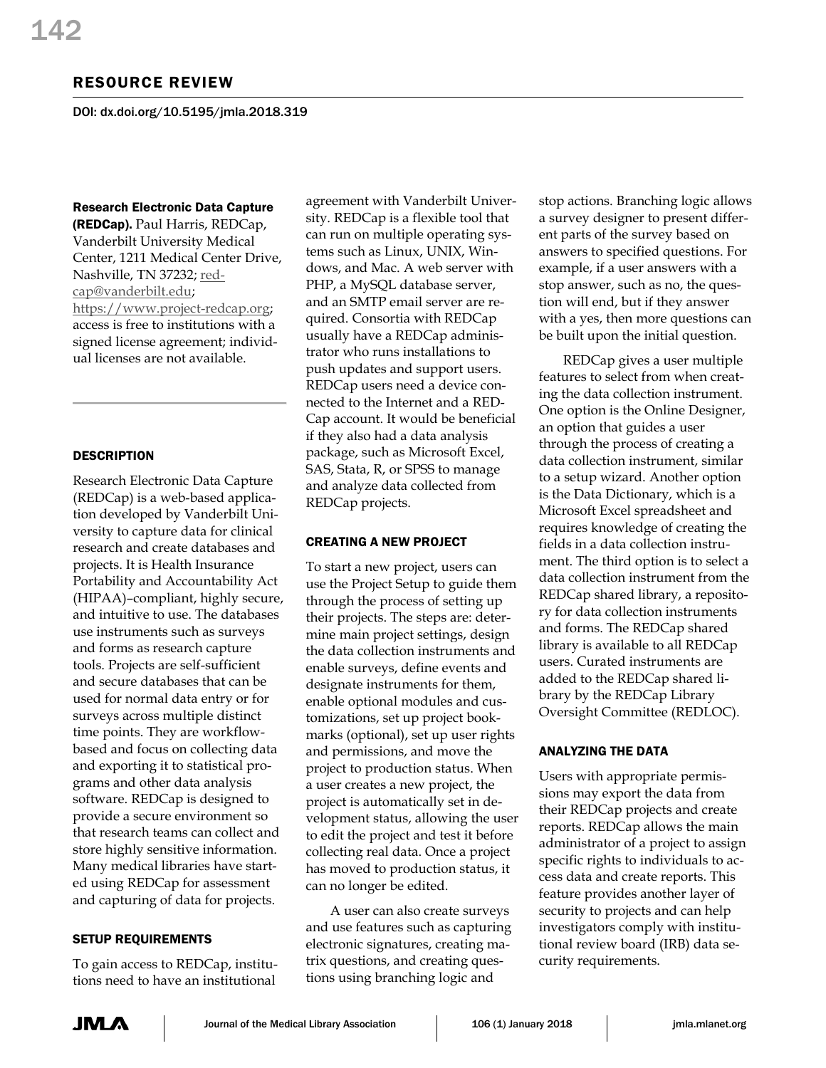## RESOURCE REVIEW

DOI: dx.doi.org/10.5195/jmla.2018.319

**Research Electronic Data Capture (REDCap).** Paul Harris, REDCap, Vanderbilt University Medical Center, 1211 Medical Center Drive, Nashville, TN 37232; redcap@vanderbilt.edu; https://www.project-redcap.org; access is free to institutions with a signed license agreement; individual licenses are not available.

### DESCRIPTION

Research Electronic Data Capture (REDCap) is a web-based application developed by Vanderbilt University to capture data for clinical research and create databases and projects. It is Health Insurance Portability and Accountability Act (HIPAA)–compliant, highly secure, and intuitive to use. The databases use instruments such as surveys and forms as research capture tools. Projects are self-sufficient and secure databases that can be used for normal data entry or for surveys across multiple distinct time points. They are workflow-based and focus on collecting data and exporting it to statistical programs and other data analysis software. REDCap is designed to provide a secure environment so that research teams can collect and store highly sensitive information. Many medical libraries have started using REDCap for assessment and capturing of data for projects.

### SETUP REQUIREMENTS

To gain access to REDCap, institutions need to have an institutional agreement with Vanderbilt University. REDCap is a flexible tool that can run on multiple operating systems such as Linux, UNIX, Windows, and Mac. A web server with PHP, a MySQL database server, and an SMTP email server are required. Consortia with REDCap usually have a REDCap administrator who runs installations to push updates and support users. REDCap users need a device connected to the Internet and a REDCap account. It would be beneficial if they also had a data analysis package, such as Microsoft Excel, SAS, Stata, R, or SPSS to manage and analyze data collected from REDCap projects.

### CREATING A NEW PROJECT

To start a new project, users can use the Project Setup to guide them through the process of setting up their projects. The steps are: determine main project settings, design the data collection instruments and enable surveys, define events and designate instruments for them, enable optional modules and customizations, set up project bookmarks (optional), set up user rights and permissions, and move the project to production status. When a user creates a new project, the project is automatically set in development status, allowing the user to edit the project and test it before collecting real data. Once a project has moved to production status, it can no longer be edited.

A user can also create surveys and use features such as capturing electronic signatures, creating matrix questions, and creating questions using branching logic and stop actions. Branching logic allows a survey designer to present different parts of the survey based on answers to specified questions. For example, if a user answers with a stop answer, such as no, the question will end, but if they answer with a yes, then more questions can be built upon the initial question.

REDCap gives a user multiple features to select from when creating the data collection instrument. One option is the Online Designer, an option that guides a user through the process of creating a data collection instrument, similar to a setup wizard. Another option is the Data Dictionary, which is a Microsoft Excel spreadsheet and requires knowledge of creating the fields in a data collection instrument. The third option is to select a data collection instrument from the REDCap shared library, a repository for data collection instruments and forms. The REDCap shared library is available to all REDCap users. Curated instruments are added to the REDCap shared library by the REDCap Library Oversight Committee (REDLOC).

### ANALYZING THE DATA

Users with appropriate permissions may export the data from their REDCap projects and create reports. REDCap allows the main administrator of a project to assign specific rights to individuals to access data and create reports. This feature provides another layer of security to projects and can help investigators comply with institutional review board (IRB) data security requirements.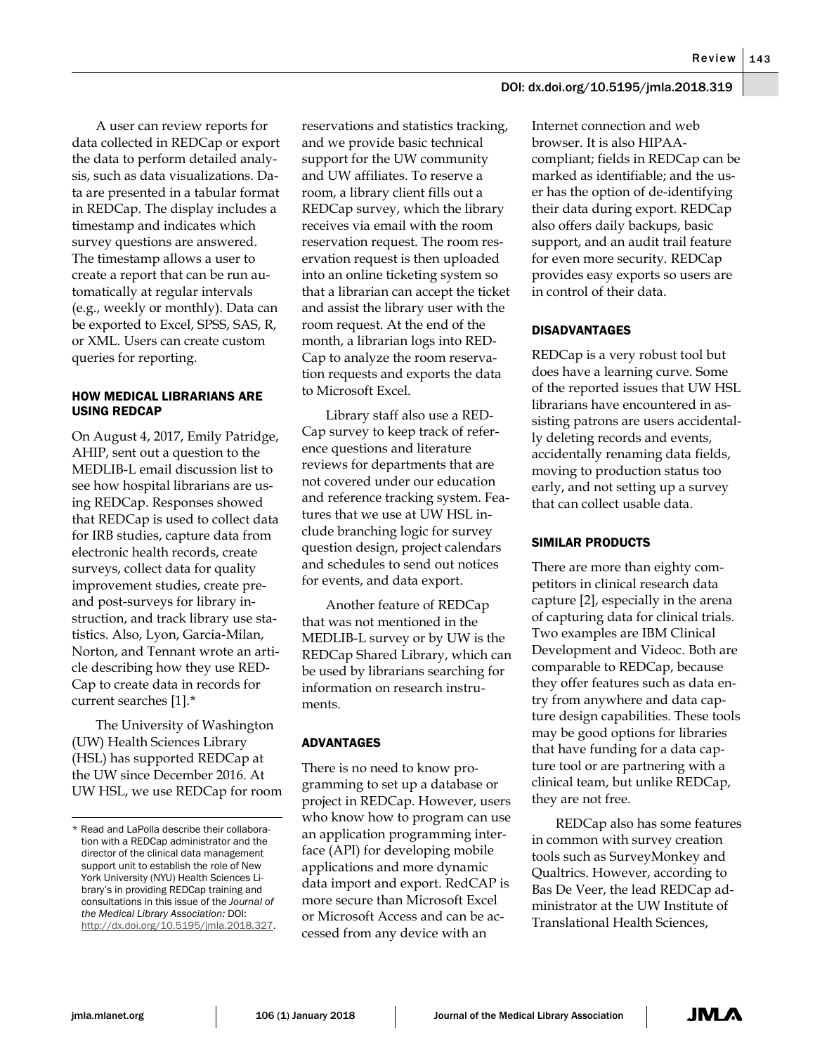A user can review reports for data collected in REDCap or export the data to perform detailed analysis, such as data visualizations. Data are presented in a tabular format in REDCap. The display includes a timestamp and indicates which survey questions are answered. The timestamp allows a user to create a report that can be run automatically at regular intervals (e.g., weekly or monthly). Data can be exported to Excel, SPSS, SAS, R, or XML. Users can create custom queries for reporting.

## HOW MEDICAL LIBRARIANS ARE USING REDCAP

On August 4, 2017, Emily Patridge, AHIP, sent out a question to the MEDLIB-L email discussion list to see how hospital librarians are using REDCap. Responses showed that REDCap is used to collect data for IRB studies, capture data from electronic health records, create surveys, collect data for quality improvement studies, create pre- and post-surveys for library instruction, and track library use statistics. Also, Lyon, Garcia-Milan, Norton, and Tennant wrote an article describing how they use REDCap to create data in records for current searches [1].*

The University of Washington (UW) Health Sciences Library (HSL) has supported REDCap at the UW since December 2016. At UW HSL, we use REDCap for room reservations and statistics tracking, and we provide basic technical support for the UW community and UW affiliates. To reserve a room, a library client fills out a REDCap survey, which the library receives via email with the room reservation request. The room reservation request is then uploaded into an online ticketing system so that a librarian can accept the ticket and assist the library user with the room request. At the end of the month, a librarian logs into REDCap to analyze the room reservation requests and exports the data to Microsoft Excel.

Library staff also use a REDCap survey to keep track of reference questions and literature reviews for departments that are not covered under our education and reference tracking system. Features that we use at UW HSL include branching logic for survey question design, project calendars and schedules to send out notices for events, and data export.

Another feature of REDCap that was not mentioned in the MEDLIB-L survey or by UW is the REDCap Shared Library, which can be used by librarians searching for information on research instruments.

## ADVANTAGES

There is no need to know programming to set up a database or project in REDCap. However, users who know how to program can use an application programming interface (API) for developing mobile applications and more dynamic data import and export. RedCAP is more secure than Microsoft Excel or Microsoft Access and can be accessed from any device with an Internet connection and web browser. It is also HIPAA-compliant; fields in REDCap can be marked as identifiable; and the user has the option of de-identifying their data during export. REDCap also offers daily backups, basic support, and an audit trail feature for even more security. REDCap provides easy exports so users are in control of their data.

## DISADVANTAGES

REDCap is a very robust tool but does have a learning curve. Some of the reported issues that UW HSL librarians have encountered in assisting patrons are users accidentally deleting records and events, accidentally renaming data fields, moving to production status too early, and not setting up a survey that can collect usable data.

## SIMILAR PRODUCTS

There are more than eighty competitors in clinical research data capture [2], especially in the arena of capturing data for clinical trials. Two examples are IBM Clinical Development and Videoc. Both are comparable to REDCap, because they offer features such as data entry from anywhere and data capture design capabilities. These tools may be good options for libraries that have funding for a data capture tool or are partnering with a clinical team, but unlike REDCap, they are not free.

REDCap also has some features in common with survey creation tools such as SurveyMonkey and Qualtrics. However, according to Bas De Veer, the lead REDCap administrator at the UW Institute of Translational Health Sciences,

---

\* Read and LaPolla describe their collaboration with a REDCap administrator and the director of the clinical data management support unit to establish the role of New York University (NYU) Health Sciences Library's in providing REDCap training and consultations in this issue of the *Journal of the Medical Library Association:* DOI: http://dx.doi.org/10.5195/jmla.2018.327.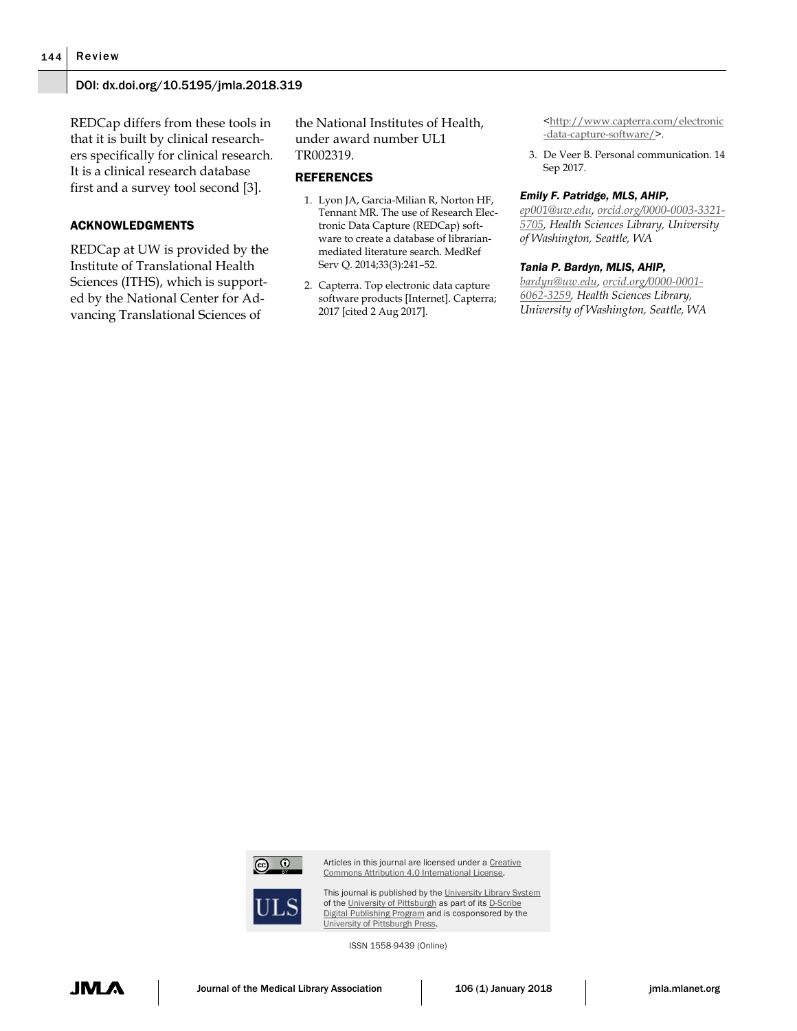REDCap differs from these tools in that it is built by clinical researchers specifically for clinical research. It is a clinical research database first and a survey tool second [3].

## ACKNOWLEDGMENTS

REDCap at UW is provided by the Institute of Translational Health Sciences (ITHS), which is supported by the National Center for Advancing Translational Sciences of the National Institutes of Health, under award number UL1 TR002319.

## REFERENCES

1. Lyon JA, Garcia-Milian R, Norton HF, Tennant MR. The use of Research Electronic Data Capture (REDCap) software to create a database of librarian-mediated literature search. MedRef Serv Q. 2014;33(3):241–52.

2. Capterra. Top electronic data capture software products [Internet]. Capterra; 2017 [cited 2 Aug 2017]. <http://www.capterra.com/electronic-data-capture-software/>.

3. De Veer B. Personal communication. 14 Sep 2017.

***Emily F. Patridge, MLS, AHIP,*** *ep001@uw.edu, orcid.org/0000-0003-3321-5705, Health Sciences Library, University of Washington, Seattle, WA*

***Tania P. Bardyn, MLIS, AHIP,*** *bardyn@uw.edu, orcid.org/0000-0001-6062-3259, Health Sciences Library, University of Washington, Seattle, WA*

Articles in this journal are licensed under a Creative Commons Attribution 4.0 International License.

This journal is published by the University Library System of the University of Pittsburgh as part of its D-Scribe Digital Publishing Program and is cosponsored by the University of Pittsburgh Press.

ISSN 1558-9439 (Online)